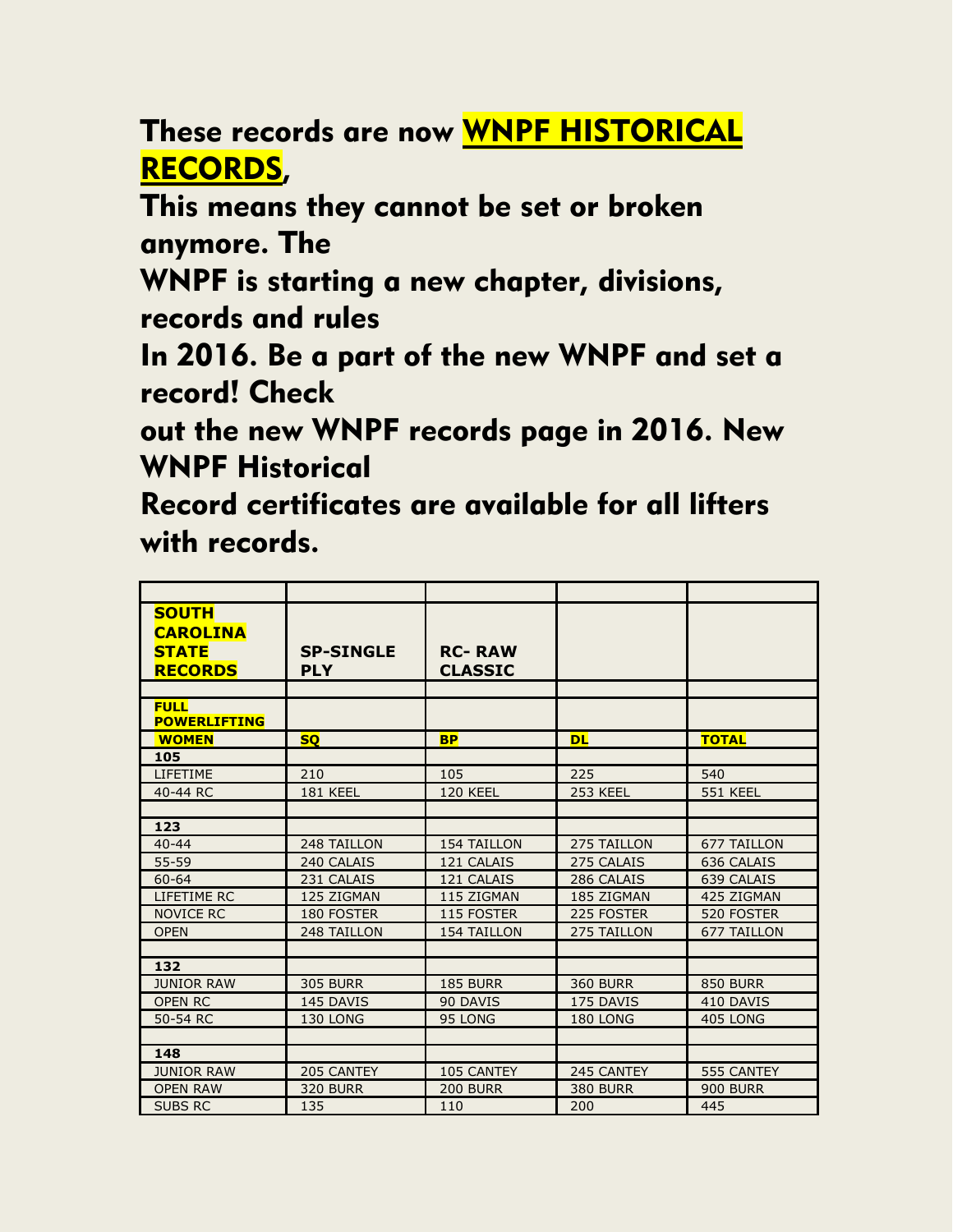**These records are now WNPF HISTORICAL RECORDS,**
**This means they cannot be set or broken anymore. The WNPF is starting a new chapter, divisions, records and rules In 2016. Be a part of the new WNPF and set a record! Check out the new WNPF records page in 2016. New WNPF Historical Record certificates are available for all lifters with records.**

| | | | | |
|---|---|---|---|---|
| **SOUTH CAROLINA STATE RECORDS** | **SP-SINGLE PLY** | **RC- RAW CLASSIC** | | |
| | | | | |
| **FULL POWERLIFTING** | | | | |
| **WOMEN** | **SQ** | **BP** | **DL** | **TOTAL** |
| **105** | | | | |
| LIFETIME | 210 | 105 | 225 | 540 |
| 40-44 RC | 181 KEEL | 120 KEEL | 253 KEEL | 551 KEEL |
| | | | | |
| **123** | | | | |
| 40-44 | 248 TAILLON | 154 TAILLON | 275 TAILLON | 677 TAILLON |
| 55-59 | 240 CALAIS | 121 CALAIS | 275 CALAIS | 636 CALAIS |
| 60-64 | 231 CALAIS | 121 CALAIS | 286 CALAIS | 639 CALAIS |
| LIFETIME RC | 125 ZIGMAN | 115 ZIGMAN | 185 ZIGMAN | 425 ZIGMAN |
| NOVICE RC | 180 FOSTER | 115 FOSTER | 225 FOSTER | 520 FOSTER |
| OPEN | 248 TAILLON | 154 TAILLON | 275 TAILLON | 677 TAILLON |
| | | | | |
| **132** | | | | |
| JUNIOR RAW | 305 BURR | 185 BURR | 360 BURR | 850 BURR |
| OPEN RC | 145 DAVIS | 90 DAVIS | 175 DAVIS | 410 DAVIS |
| 50-54 RC | 130 LONG | 95 LONG | 180 LONG | 405 LONG |
| | | | | |
| **148** | | | | |
| JUNIOR RAW | 205 CANTEY | 105 CANTEY | 245 CANTEY | 555 CANTEY |
| OPEN RAW | 320 BURR | 200 BURR | 380 BURR | 900 BURR |
| SUBS RC | 135 | 110 | 200 | 445 |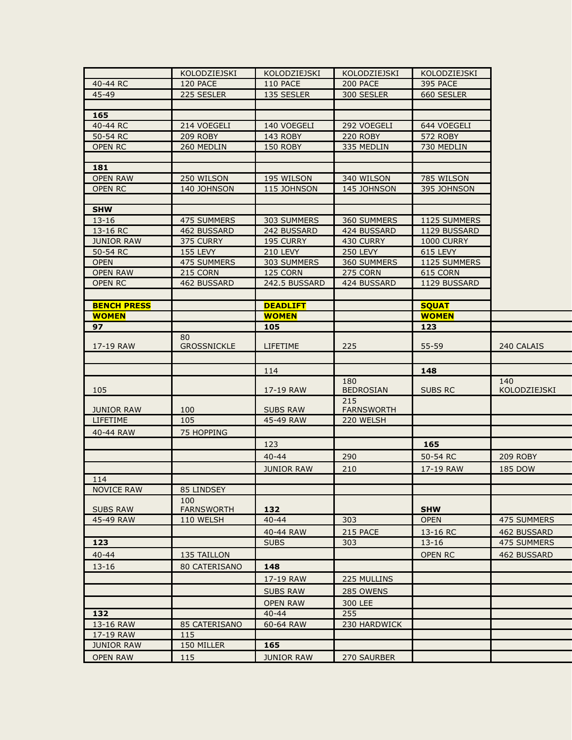| | KOLODZIEJSKI | KOLODZIEJSKI | KOLODZIEJSKI | KOLODZIEJSKI | |
|---|---|---|---|---|---|
| 40-44 RC | 120 PACE | 110 PACE | 200 PACE | 395 PACE | |
| 45-49 | 225 SESLER | 135 SESLER | 300 SESLER | 660 SESLER | |
| | | | | | |
| **165** | | | | | |
| 40-44 RC | 214 VOEGELI | 140 VOEGELI | 292 VOEGELI | 644 VOEGELI | |
| 50-54 RC | 209 ROBY | 143 ROBY | 220 ROBY | 572 ROBY | |
| OPEN RC | 260 MEDLIN | 150 ROBY | 335 MEDLIN | 730 MEDLIN | |
| | | | | | |
| **181** | | | | | |
| OPEN RAW | 250 WILSON | 195 WILSON | 340 WILSON | 785 WILSON | |
| OPEN RC | 140 JOHNSON | 115 JOHNSON | 145 JOHNSON | 395 JOHNSON | |
| | | | | | |
| **SHW** | | | | | |
| 13-16 | 475 SUMMERS | 303 SUMMERS | 360 SUMMERS | 1125 SUMMERS | |
| 13-16 RC | 462 BUSSARD | 242 BUSSARD | 424 BUSSARD | 1129 BUSSARD | |
| JUNIOR RAW | 375 CURRY | 195 CURRY | 430 CURRY | 1000 CURRY | |
| 50-54 RC | 155 LEVY | 210 LEVY | 250 LEVY | 615 LEVY | |
| OPEN | 475 SUMMERS | 303 SUMMERS | 360 SUMMERS | 1125 SUMMERS | |
| OPEN RAW | 215 CORN | 125 CORN | 275 CORN | 615 CORN | |
| OPEN RC | 462 BUSSARD | 242.5 BUSSARD | 424 BUSSARD | 1129 BUSSARD | |
| | | | | | |
| **BENCH PRESS** | | **DEADLIFT** | | **SQUAT** | |
| **WOMEN** | | **WOMEN** | | **WOMEN** | |
| **97** | | **105** | | **123** | |
| 17-19 RAW | 80 GROSSNICKLE | LIFETIME | 225 | 55-59 | 240 CALAIS |
| | | | | | |
| | | 114 | | **148** | |
| 105 | | 17-19 RAW | 180 BEDROSIAN | SUBS RC | 140 KOLODZIEJSKI |
| JUNIOR RAW | 100 | SUBS RAW | 215 FARNSWORTH | | |
| LIFETIME | 105 | 45-49 RAW | 220 WELSH | | |
| 40-44 RAW | 75 HOPPING | | | | |
| | | 123 | | **165** | |
| | | 40-44 | 290 | 50-54 RC | 209 ROBY |
| | | JUNIOR RAW | 210 | 17-19 RAW | 185 DOW |
| 114 | | | | | |
| NOVICE RAW | 85 LINDSEY | | | | |
| SUBS RAW | 100 FARNSWORTH | **132** | | **SHW** | |
| 45-49 RAW | 110 WELSH | 40-44 | 303 | OPEN | 475 SUMMERS |
| | | 40-44 RAW | 215 PACE | 13-16 RC | 462 BUSSARD |
| **123** | | SUBS | 303 | 13-16 | 475 SUMMERS |
| 40-44 | 135 TAILLON | | | OPEN RC | 462 BUSSARD |
| 13-16 | 80 CATERISANO | **148** | | | |
| | | 17-19 RAW | 225 MULLINS | | |
| | | SUBS RAW | 285 OWENS | | |
| | | OPEN RAW | 300 LEE | | |
| **132** | | 40-44 | 255 | | |
| 13-16 RAW | 85 CATERISANO | 60-64 RAW | 230 HARDWICK | | |
| 17-19 RAW | 115 | | | | |
| JUNIOR RAW | 150 MILLER | **165** | | | |
| OPEN RAW | 115 | JUNIOR RAW | 270 SAURBER | | |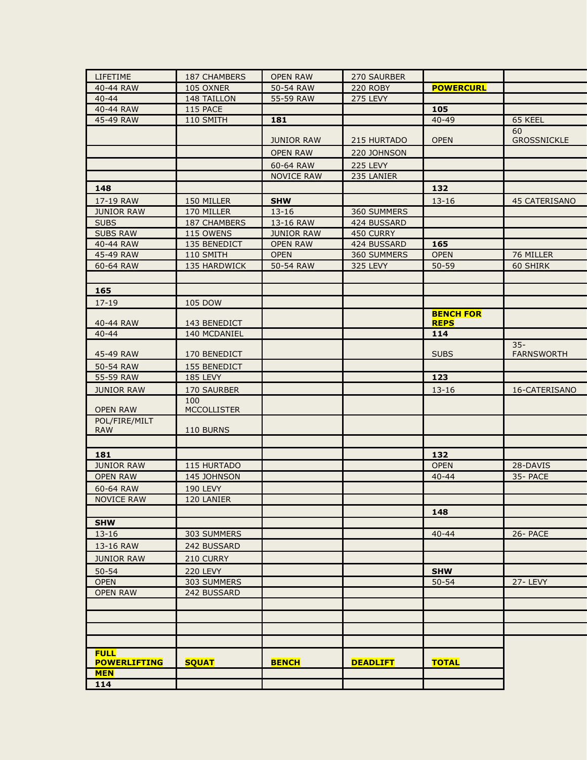| LIFETIME | 187 CHAMBERS | OPEN RAW | 270 SAURBER | | |
|---|---|---|---|---|---|
| 40-44 RAW | 105 OXNER | 50-54 RAW | 220 ROBY | **POWERCURL** | |
| 40-44 | 148 TAILLON | 55-59 RAW | 275 LEVY | | |
| 40-44 RAW | 115 PACE | | | **105** | |
| 45-49 RAW | 110 SMITH | **181** | | 40-49 | 65 KEEL |
| | | JUNIOR RAW | 215 HURTADO | OPEN | 60 GROSSNICKLE |
| | | OPEN RAW | 220 JOHNSON | | |
| | | 60-64 RAW | 225 LEVY | | |
| | | NOVICE RAW | 235 LANIER | | |
| **148** | | | | **132** | |
| 17-19 RAW | 150 MILLER | **SHW** | | 13-16 | 45 CATERISANO |
| JUNIOR RAW | 170 MILLER | 13-16 | 360 SUMMERS | | |
| SUBS | 187 CHAMBERS | 13-16 RAW | 424 BUSSARD | | |
| SUBS RAW | 115 OWENS | JUNIOR RAW | 450 CURRY | | |
| 40-44 RAW | 135 BENEDICT | OPEN RAW | 424 BUSSARD | **165** | |
| 45-49 RAW | 110 SMITH | OPEN | 360 SUMMERS | OPEN | 76 MILLER |
| 60-64 RAW | 135 HARDWICK | 50-54 RAW | 325 LEVY | 50-59 | 60 SHIRK |
| | | | | | |
| **165** | | | | | |
| 17-19 | 105 DOW | | | | |
| 40-44 RAW | 143 BENEDICT | | | **BENCH FOR REPS** | |
| 40-44 | 140 MCDANIEL | | | **114** | |
| 45-49 RAW | 170 BENEDICT | | | SUBS | 35- FARNSWORTH |
| 50-54 RAW | 155 BENEDICT | | | | |
| 55-59 RAW | 185 LEVY | | | **123** | |
| JUNIOR RAW | 170 SAURBER | | | 13-16 | 16-CATERISANO |
| OPEN RAW | 100 MCCOLLISTER | | | | |
| POL/FIRE/MILT RAW | 110 BURNS | | | | |
| | | | | | |
| **181** | | | | **132** | |
| JUNIOR RAW | 115 HURTADO | | | OPEN | 28-DAVIS |
| OPEN RAW | 145 JOHNSON | | | 40-44 | 35- PACE |
| 60-64 RAW | 190 LEVY | | | | |
| NOVICE RAW | 120 LANIER | | | | |
| | | | | **148** | |
| **SHW** | | | | | |
| 13-16 | 303 SUMMERS | | | 40-44 | 26- PACE |
| 13-16 RAW | 242 BUSSARD | | | | |
| JUNIOR RAW | 210 CURRY | | | | |
| 50-54 | 220 LEVY | | | **SHW** | |
| OPEN | 303 SUMMERS | | | 50-54 | 27- LEVY |
| OPEN RAW | 242 BUSSARD | | | | |

| **FULL POWERLIFTING** | **SQUAT** | **BENCH** | **DEADLIFT** | **TOTAL** |
|---|---|---|---|---|
| **MEN** | | | | |
| **114** | | | | |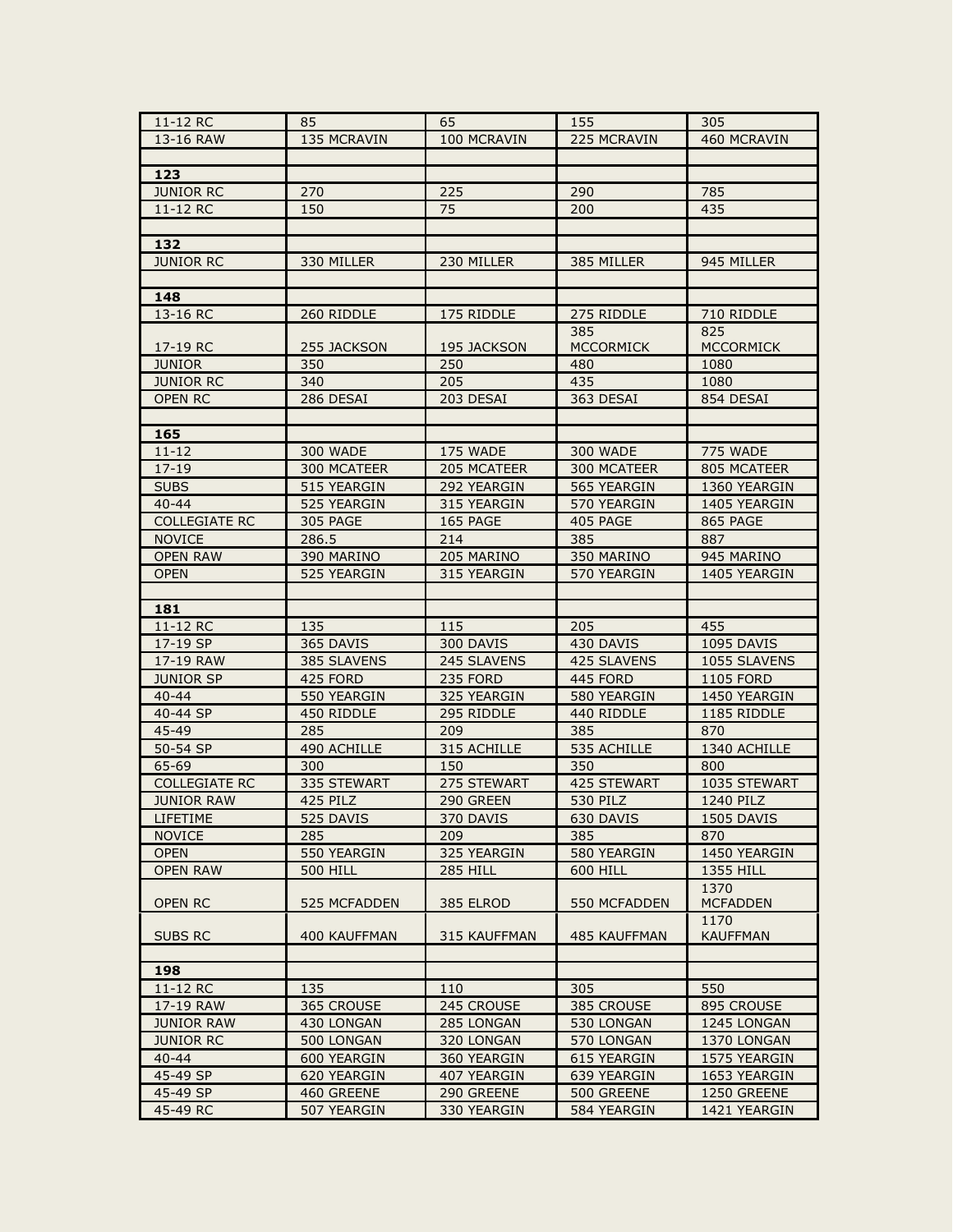| 11-12 RC | 85 | 65 | 155 | 305 |
|---|---|---|---|---|
| 13-16 RAW | 135 MCRAVIN | 100 MCRAVIN | 225 MCRAVIN | 460 MCRAVIN |
| | | | | |
| **123** | | | | |
| JUNIOR RC | 270 | 225 | 290 | 785 |
| 11-12 RC | 150 | 75 | 200 | 435 |
| | | | | |
| **132** | | | | |
| JUNIOR RC | 330 MILLER | 230 MILLER | 385 MILLER | 945 MILLER |
| | | | | |
| **148** | | | | |
| 13-16 RC | 260 RIDDLE | 175 RIDDLE | 275 RIDDLE | 710 RIDDLE |
| 17-19 RC | 255 JACKSON | 195 JACKSON | 385 MCCORMICK | 825 MCCORMICK |
| JUNIOR | 350 | 250 | 480 | 1080 |
| JUNIOR RC | 340 | 205 | 435 | 1080 |
| OPEN RC | 286 DESAI | 203 DESAI | 363 DESAI | 854 DESAI |
| | | | | |
| **165** | | | | |
| 11-12 | 300 WADE | 175 WADE | 300 WADE | 775 WADE |
| 17-19 | 300 MCATEER | 205 MCATEER | 300 MCATEER | 805 MCATEER |
| SUBS | 515 YEARGIN | 292 YEARGIN | 565 YEARGIN | 1360 YEARGIN |
| 40-44 | 525 YEARGIN | 315 YEARGIN | 570 YEARGIN | 1405 YEARGIN |
| COLLEGIATE RC | 305 PAGE | 165 PAGE | 405 PAGE | 865 PAGE |
| NOVICE | 286.5 | 214 | 385 | 887 |
| OPEN RAW | 390 MARINO | 205 MARINO | 350 MARINO | 945 MARINO |
| OPEN | 525 YEARGIN | 315 YEARGIN | 570 YEARGIN | 1405 YEARGIN |
| | | | | |
| **181** | | | | |
| 11-12 RC | 135 | 115 | 205 | 455 |
| 17-19 SP | 365 DAVIS | 300 DAVIS | 430 DAVIS | 1095 DAVIS |
| 17-19 RAW | 385 SLAVENS | 245 SLAVENS | 425 SLAVENS | 1055 SLAVENS |
| JUNIOR SP | 425 FORD | 235 FORD | 445 FORD | 1105 FORD |
| 40-44 | 550 YEARGIN | 325 YEARGIN | 580 YEARGIN | 1450 YEARGIN |
| 40-44 SP | 450 RIDDLE | 295 RIDDLE | 440 RIDDLE | 1185 RIDDLE |
| 45-49 | 285 | 209 | 385 | 870 |
| 50-54 SP | 490 ACHILLE | 315 ACHILLE | 535 ACHILLE | 1340 ACHILLE |
| 65-69 | 300 | 150 | 350 | 800 |
| COLLEGIATE RC | 335 STEWART | 275 STEWART | 425 STEWART | 1035 STEWART |
| JUNIOR RAW | 425 PILZ | 290 GREEN | 530 PILZ | 1240 PILZ |
| LIFETIME | 525 DAVIS | 370 DAVIS | 630 DAVIS | 1505 DAVIS |
| NOVICE | 285 | 209 | 385 | 870 |
| OPEN | 550 YEARGIN | 325 YEARGIN | 580 YEARGIN | 1450 YEARGIN |
| OPEN RAW | 500 HILL | 285 HILL | 600 HILL | 1355 HILL |
| OPEN RC | 525 MCFADDEN | 385 ELROD | 550 MCFADDEN | 1370 MCFADDEN |
| SUBS RC | 400 KAUFFMAN | 315 KAUFFMAN | 485 KAUFFMAN | 1170 KAUFFMAN |
| | | | | |
| **198** | | | | |
| 11-12 RC | 135 | 110 | 305 | 550 |
| 17-19 RAW | 365 CROUSE | 245 CROUSE | 385 CROUSE | 895 CROUSE |
| JUNIOR RAW | 430 LONGAN | 285 LONGAN | 530 LONGAN | 1245 LONGAN |
| JUNIOR RC | 500 LONGAN | 320 LONGAN | 570 LONGAN | 1370 LONGAN |
| 40-44 | 600 YEARGIN | 360 YEARGIN | 615 YEARGIN | 1575 YEARGIN |
| 45-49 SP | 620 YEARGIN | 407 YEARGIN | 639 YEARGIN | 1653 YEARGIN |
| 45-49 SP | 460 GREENE | 290 GREENE | 500 GREENE | 1250 GREENE |
| 45-49 RC | 507 YEARGIN | 330 YEARGIN | 584 YEARGIN | 1421 YEARGIN |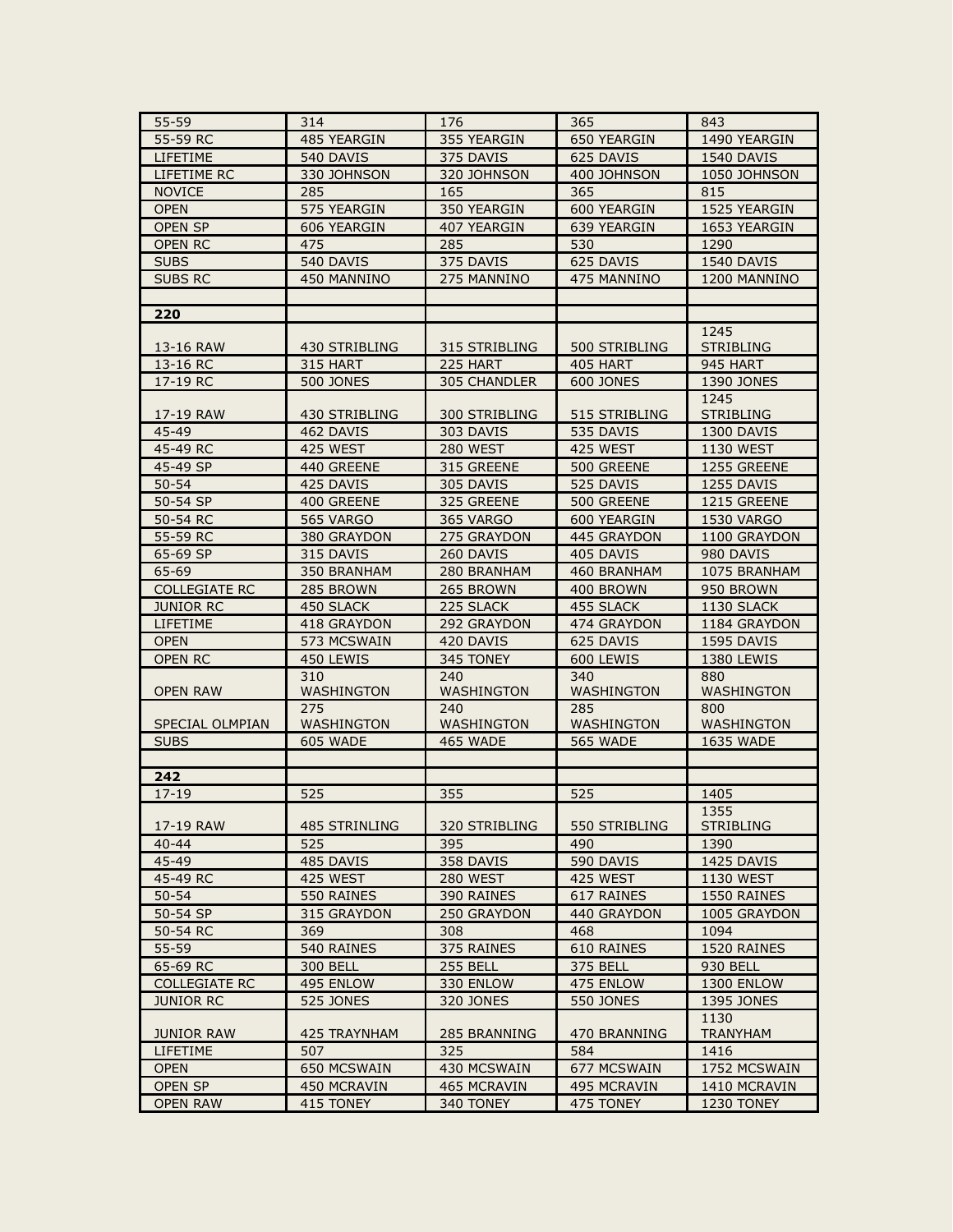| | | | | |
|---|---|---|---|---|
| 55-59 | 314 | 176 | 365 | 843 |
| 55-59 RC | 485 YEARGIN | 355 YEARGIN | 650 YEARGIN | 1490 YEARGIN |
| LIFETIME | 540 DAVIS | 375 DAVIS | 625 DAVIS | 1540 DAVIS |
| LIFETIME RC | 330 JOHNSON | 320 JOHNSON | 400 JOHNSON | 1050 JOHNSON |
| NOVICE | 285 | 165 | 365 | 815 |
| OPEN | 575 YEARGIN | 350 YEARGIN | 600 YEARGIN | 1525 YEARGIN |
| OPEN SP | 606 YEARGIN | 407 YEARGIN | 639 YEARGIN | 1653 YEARGIN |
| OPEN RC | 475 | 285 | 530 | 1290 |
| SUBS | 540 DAVIS | 375 DAVIS | 625 DAVIS | 1540 DAVIS |
| SUBS RC | 450 MANNINO | 275 MANNINO | 475 MANNINO | 1200 MANNINO |
| | | | | |
| **220** | | | | |
| 13-16 RAW | 430 STRIBLING | 315 STRIBLING | 500 STRIBLING | 1245 STRIBLING |
| 13-16 RC | 315 HART | 225 HART | 405 HART | 945 HART |
| 17-19 RC | 500 JONES | 305 CHANDLER | 600 JONES | 1390 JONES |
| 17-19 RAW | 430 STRIBLING | 300 STRIBLING | 515 STRIBLING | 1245 STRIBLING |
| 45-49 | 462 DAVIS | 303 DAVIS | 535 DAVIS | 1300 DAVIS |
| 45-49 RC | 425 WEST | 280 WEST | 425 WEST | 1130 WEST |
| 45-49 SP | 440 GREENE | 315 GREENE | 500 GREENE | 1255 GREENE |
| 50-54 | 425 DAVIS | 305 DAVIS | 525 DAVIS | 1255 DAVIS |
| 50-54 SP | 400 GREENE | 325 GREENE | 500 GREENE | 1215 GREENE |
| 50-54 RC | 565 VARGO | 365 VARGO | 600 YEARGIN | 1530 VARGO |
| 55-59 RC | 380 GRAYDON | 275 GRAYDON | 445 GRAYDON | 1100 GRAYDON |
| 65-69 SP | 315 DAVIS | 260 DAVIS | 405 DAVIS | 980 DAVIS |
| 65-69 | 350 BRANHAM | 280 BRANHAM | 460 BRANHAM | 1075 BRANHAM |
| COLLEGIATE RC | 285 BROWN | 265 BROWN | 400 BROWN | 950 BROWN |
| JUNIOR RC | 450 SLACK | 225 SLACK | 455 SLACK | 1130 SLACK |
| LIFETIME | 418 GRAYDON | 292 GRAYDON | 474 GRAYDON | 1184 GRAYDON |
| OPEN | 573 MCSWAIN | 420 DAVIS | 625 DAVIS | 1595 DAVIS |
| OPEN RC | 450 LEWIS | 345 TONEY | 600 LEWIS | 1380 LEWIS |
| OPEN RAW | 310 WASHINGTON | 240 WASHINGTON | 340 WASHINGTON | 880 WASHINGTON |
| SPECIAL OLMPIAN | 275 WASHINGTON | 240 WASHINGTON | 285 WASHINGTON | 800 WASHINGTON |
| SUBS | 605 WADE | 465 WADE | 565 WADE | 1635 WADE |
| | | | | |
| **242** | | | | |
| 17-19 | 525 | 355 | 525 | 1405 |
| 17-19 RAW | 485 STRINLING | 320 STRIBLING | 550 STRIBLING | 1355 STRIBLING |
| 40-44 | 525 | 395 | 490 | 1390 |
| 45-49 | 485 DAVIS | 358 DAVIS | 590 DAVIS | 1425 DAVIS |
| 45-49 RC | 425 WEST | 280 WEST | 425 WEST | 1130 WEST |
| 50-54 | 550 RAINES | 390 RAINES | 617 RAINES | 1550 RAINES |
| 50-54 SP | 315 GRAYDON | 250 GRAYDON | 440 GRAYDON | 1005 GRAYDON |
| 50-54 RC | 369 | 308 | 468 | 1094 |
| 55-59 | 540 RAINES | 375 RAINES | 610 RAINES | 1520 RAINES |
| 65-69 RC | 300 BELL | 255 BELL | 375 BELL | 930 BELL |
| COLLEGIATE RC | 495 ENLOW | 330 ENLOW | 475 ENLOW | 1300 ENLOW |
| JUNIOR RC | 525 JONES | 320 JONES | 550 JONES | 1395 JONES |
| JUNIOR RAW | 425 TRAYNHAM | 285 BRANNING | 470 BRANNING | 1130 TRANYHAM |
| LIFETIME | 507 | 325 | 584 | 1416 |
| OPEN | 650 MCSWAIN | 430 MCSWAIN | 677 MCSWAIN | 1752 MCSWAIN |
| OPEN SP | 450 MCRAVIN | 465 MCRAVIN | 495 MCRAVIN | 1410 MCRAVIN |
| OPEN RAW | 415 TONEY | 340 TONEY | 475 TONEY | 1230 TONEY |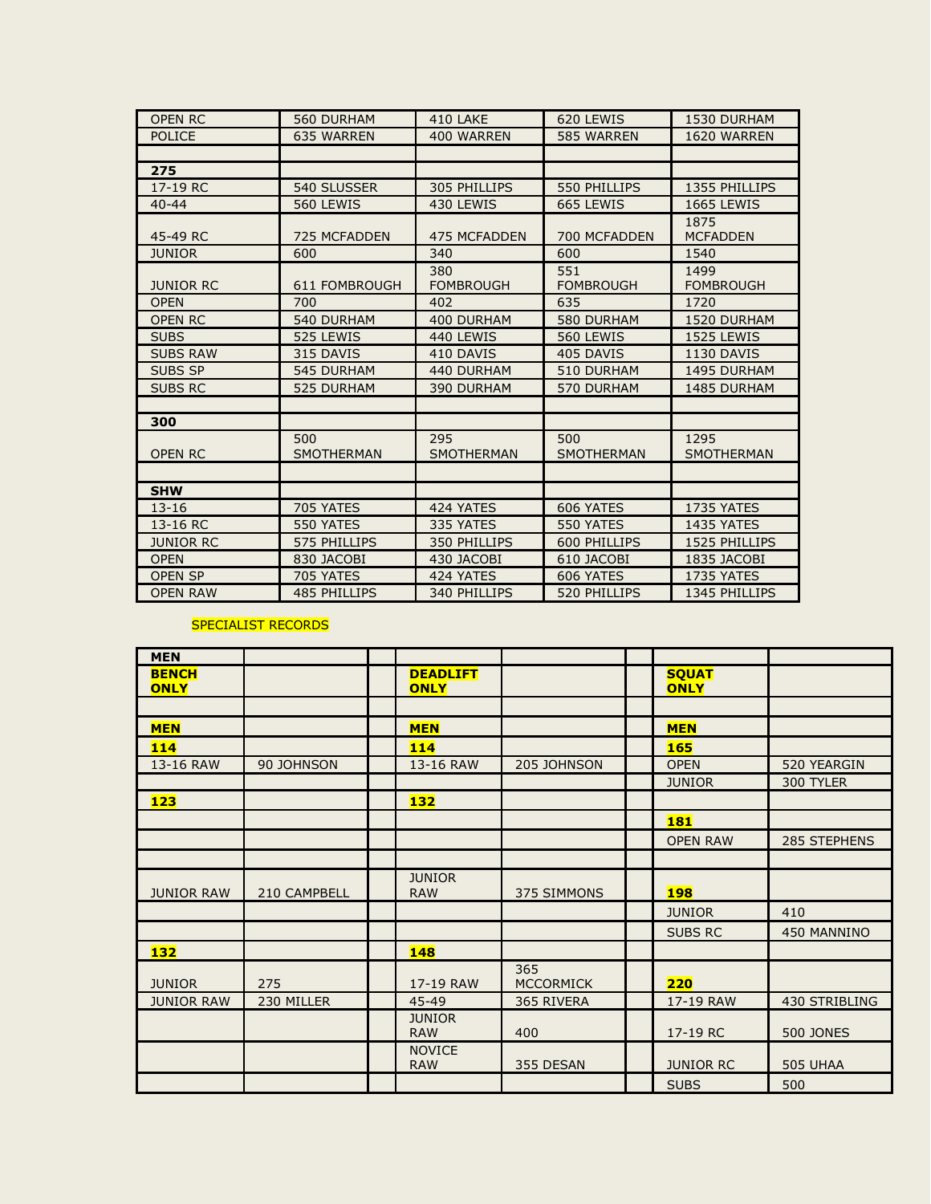| OPEN RC | 560 DURHAM | 410 LAKE | 620 LEWIS | 1530 DURHAM |
|---|---|---|---|---|
| POLICE | 635 WARREN | 400 WARREN | 585 WARREN | 1620 WARREN |
| | | | | |
| **275** | | | | |
| 17-19 RC | 540 SLUSSER | 305 PHILLIPS | 550 PHILLIPS | 1355 PHILLIPS |
| 40-44 | 560 LEWIS | 430 LEWIS | 665 LEWIS | 1665 LEWIS |
| 45-49 RC | 725 MCFADDEN | 475 MCFADDEN | 700 MCFADDEN | 1875 MCFADDEN |
| JUNIOR | 600 | 340 | 600 | 1540 |
| JUNIOR RC | 611 FOMBROUGH | 380 FOMBROUGH | 551 FOMBROUGH | 1499 FOMBROUGH |
| OPEN | 700 | 402 | 635 | 1720 |
| OPEN RC | 540 DURHAM | 400 DURHAM | 580 DURHAM | 1520 DURHAM |
| SUBS | 525 LEWIS | 440 LEWIS | 560 LEWIS | 1525 LEWIS |
| SUBS RAW | 315 DAVIS | 410 DAVIS | 405 DAVIS | 1130 DAVIS |
| SUBS SP | 545 DURHAM | 440 DURHAM | 510 DURHAM | 1495 DURHAM |
| SUBS RC | 525 DURHAM | 390 DURHAM | 570 DURHAM | 1485 DURHAM |
| | | | | |
| **300** | | | | |
| OPEN RC | 500 SMOTHERMAN | 295 SMOTHERMAN | 500 SMOTHERMAN | 1295 SMOTHERMAN |
| | | | | |
| **SHW** | | | | |
| 13-16 | 705 YATES | 424 YATES | 606 YATES | 1735 YATES |
| 13-16 RC | 550 YATES | 335 YATES | 550 YATES | 1435 YATES |
| JUNIOR RC | 575 PHILLIPS | 350 PHILLIPS | 600 PHILLIPS | 1525 PHILLIPS |
| OPEN | 830 JACOBI | 430 JACOBI | 610 JACOBI | 1835 JACOBI |
| OPEN SP | 705 YATES | 424 YATES | 606 YATES | 1735 YATES |
| OPEN RAW | 485 PHILLIPS | 340 PHILLIPS | 520 PHILLIPS | 1345 PHILLIPS |

SPECIALIST RECORDS

| **MEN** | | | | | | | |
|---|---|---|---|---|---|---|---|
| **BENCH ONLY** | | | **DEADLIFT ONLY** | | | **SQUAT ONLY** | |
| | | | | | | | |
| **MEN** | | | **MEN** | | | **MEN** | |
| **114** | | | **114** | | | **165** | |
| 13-16 RAW | 90 JOHNSON | | 13-16 RAW | 205 JOHNSON | | OPEN | 520 YEARGIN |
| | | | | | | JUNIOR | 300 TYLER |
| **123** | | | **132** | | | | |
| | | | | | | **181** | |
| | | | | | | OPEN RAW | 285 STEPHENS |
| | | | | | | | |
| JUNIOR RAW | 210 CAMPBELL | | JUNIOR RAW | 375 SIMMONS | | **198** | |
| | | | | | | JUNIOR | 410 |
| | | | | | | SUBS RC | 450 MANNINO |
| **132** | | | **148** | | | | |
| JUNIOR | 275 | | 17-19 RAW | 365 MCCORMICK | | **220** | |
| JUNIOR RAW | 230 MILLER | | 45-49 | 365 RIVERA | | 17-19 RAW | 430 STRIBLING |
| | | | JUNIOR RAW | 400 | | 17-19 RC | 500 JONES |
| | | | NOVICE RAW | 355 DESAN | | JUNIOR RC | 505 UHAA |
| | | | | | | SUBS | 500 |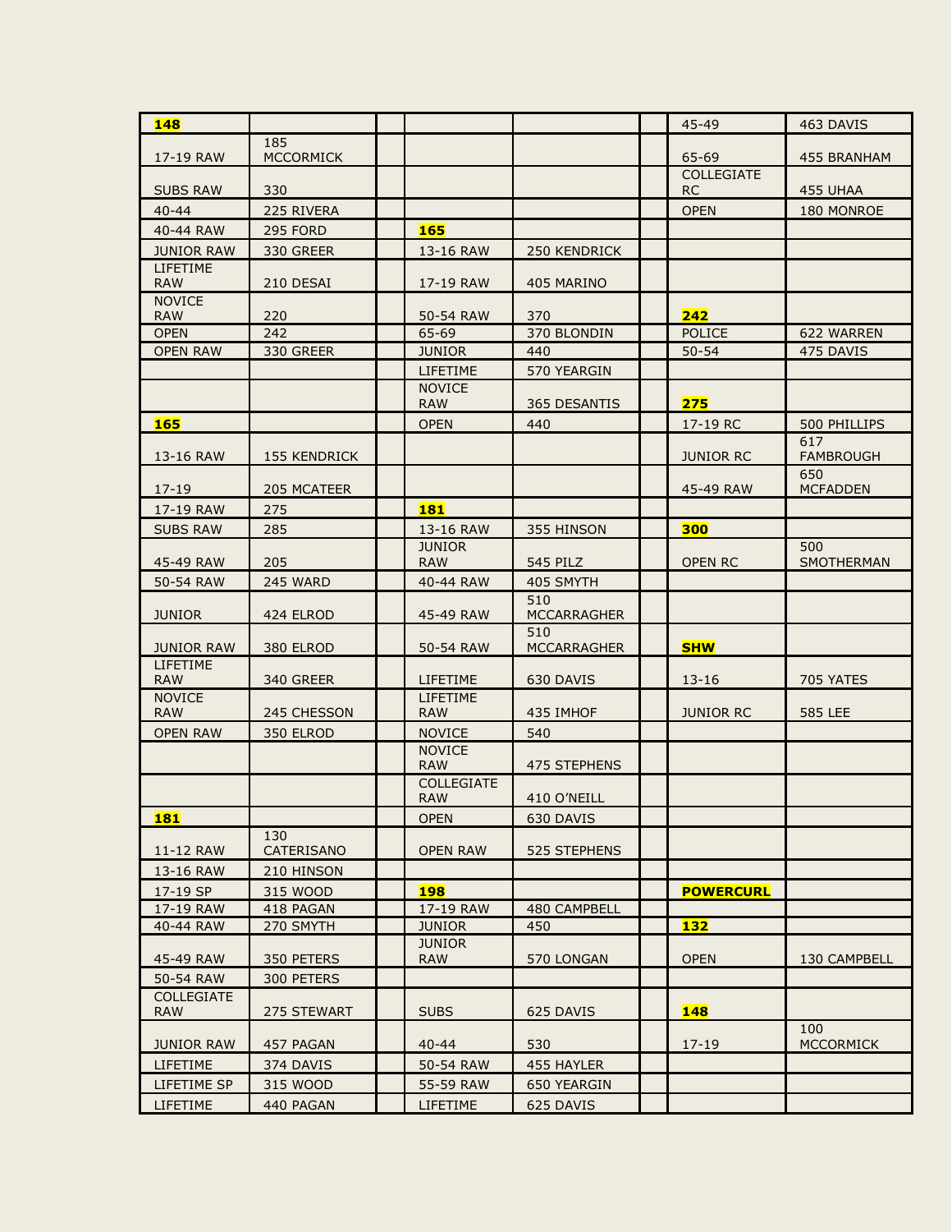| 148 | | | | | | 45-49 | 463 DAVIS |
|---|---|---|---|---|---|---|---|
| 17-19 RAW | 185 MCCORMICK | | | | | 65-69 | 455 BRANHAM |
| SUBS RAW | 330 | | | | | COLLEGIATE RC | 455 UHAA |
| 40-44 | 225 RIVERA | | | | | OPEN | 180 MONROE |
| 40-44 RAW | 295 FORD | | 165 | | | | |
| JUNIOR RAW | 330 GREER | | 13-16 RAW | 250 KENDRICK | | | |
| LIFETIME RAW | 210 DESAI | | 17-19 RAW | 405 MARINO | | | |
| NOVICE RAW | 220 | | 50-54 RAW | 370 | | 242 | |
| OPEN | 242 | | 65-69 | 370 BLONDIN | | POLICE | 622 WARREN |
| OPEN RAW | 330 GREER | | JUNIOR | 440 | | 50-54 | 475 DAVIS |
| | | | LIFETIME | 570 YEARGIN | | | |
| | | | NOVICE RAW | 365 DESANTIS | | 275 | |
| 165 | | | OPEN | 440 | | 17-19 RC | 500 PHILLIPS |
| 13-16 RAW | 155 KENDRICK | | | | | JUNIOR RC | 617 FAMBROUGH |
| 17-19 | 205 MCATEER | | | | | 45-49 RAW | 650 MCFADDEN |
| 17-19 RAW | 275 | | 181 | | | | |
| SUBS RAW | 285 | | 13-16 RAW | 355 HINSON | | 300 | |
| 45-49 RAW | 205 | | JUNIOR RAW | 545 PILZ | | OPEN RC | 500 SMOTHERMAN |
| 50-54 RAW | 245 WARD | | 40-44 RAW | 405 SMYTH | | | |
| JUNIOR | 424 ELROD | | 45-49 RAW | 510 MCCARRAGHER | | | |
| JUNIOR RAW | 380 ELROD | | 50-54 RAW | 510 MCCARRAGHER | | SHW | |
| LIFETIME RAW | 340 GREER | | LIFETIME | 630 DAVIS | | 13-16 | 705 YATES |
| NOVICE RAW | 245 CHESSON | | LIFETIME RAW | 435 IMHOF | | JUNIOR RC | 585 LEE |
| OPEN RAW | 350 ELROD | | NOVICE | 540 | | | |
| | | | NOVICE RAW | 475 STEPHENS | | | |
| | | | COLLEGIATE RAW | 410 O’NEILL | | | |
| 181 | | | OPEN | 630 DAVIS | | | |
| 11-12 RAW | 130 CATERISANO | | OPEN RAW | 525 STEPHENS | | | |
| 13-16 RAW | 210 HINSON | | | | | | |
| 17-19 SP | 315 WOOD | | 198 | | | POWERCURL | |
| 17-19 RAW | 418 PAGAN | | 17-19 RAW | 480 CAMPBELL | | | |
| 40-44 RAW | 270 SMYTH | | JUNIOR | 450 | | 132 | |
| 45-49 RAW | 350 PETERS | | JUNIOR RAW | 570 LONGAN | | OPEN | 130 CAMPBELL |
| 50-54 RAW | 300 PETERS | | | | | | |
| COLLEGIATE RAW | 275 STEWART | | SUBS | 625 DAVIS | | 148 | |
| JUNIOR RAW | 457 PAGAN | | 40-44 | 530 | | 17-19 | 100 MCCORMICK |
| LIFETIME | 374 DAVIS | | 50-54 RAW | 455 HAYLER | | | |
| LIFETIME SP | 315 WOOD | | 55-59 RAW | 650 YEARGIN | | | |
| LIFETIME | 440 PAGAN | | LIFETIME | 625 DAVIS | | | |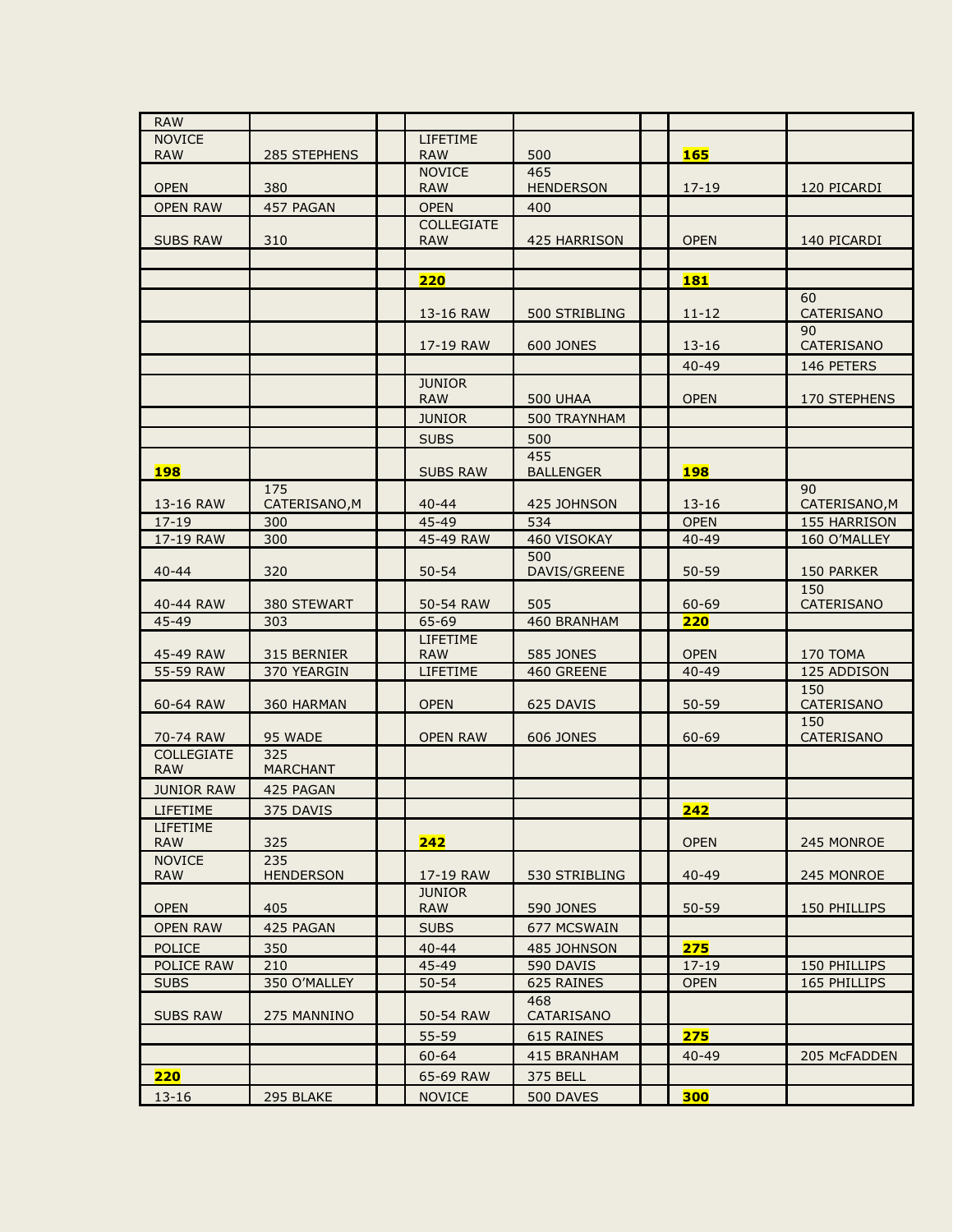| | | | | | | | |
|---|---|---|---|---|---|---|---|
| RAW | | | | | | | |
| NOVICE RAW | 285 STEPHENS | | LIFETIME RAW | 500 | | **165** | |
| OPEN | 380 | | NOVICE RAW | 465 HENDERSON | | 17-19 | 120 PICARDI |
| OPEN RAW | 457 PAGAN | | OPEN | 400 | | | |
| SUBS RAW | 310 | | COLLEGIATE RAW | 425 HARRISON | | OPEN | 140 PICARDI |
| | | | | | | | |
| | | | **220** | | | **181** | |
| | | | 13-16 RAW | 500 STRIBLING | | 11-12 | 60 CATERISANO |
| | | | 17-19 RAW | 600 JONES | | 13-16 | 90 CATERISANO |
| | | | | | | 40-49 | 146 PETERS |
| | | | JUNIOR RAW | 500 UHAA | | OPEN | 170 STEPHENS |
| | | | JUNIOR | 500 TRAYNHAM | | | |
| | | | SUBS | 500 | | | |
| **198** | | | SUBS RAW | 455 BALLENGER | | **198** | |
| 13-16 RAW | 175 CATERISANO,M | | 40-44 | 425 JOHNSON | | 13-16 | 90 CATERISANO,M |
| 17-19 | 300 | | 45-49 | 534 | | OPEN | 155 HARRISON |
| 17-19 RAW | 300 | | 45-49 RAW | 460 VISOKAY | | 40-49 | 160 O'MALLEY |
| 40-44 | 320 | | 50-54 | 500 DAVIS/GREENE | | 50-59 | 150 PARKER |
| 40-44 RAW | 380 STEWART | | 50-54 RAW | 505 | | 60-69 | 150 CATERISANO |
| 45-49 | 303 | | 65-69 | 460 BRANHAM | | **220** | |
| 45-49 RAW | 315 BERNIER | | LIFETIME RAW | 585 JONES | | OPEN | 170 TOMA |
| 55-59 RAW | 370 YEARGIN | | LIFETIME | 460 GREENE | | 40-49 | 125 ADDISON |
| 60-64 RAW | 360 HARMAN | | OPEN | 625 DAVIS | | 50-59 | 150 CATERISANO |
| 70-74 RAW | 95 WADE | | OPEN RAW | 606 JONES | | 60-69 | 150 CATERISANO |
| COLLEGIATE RAW | 325 MARCHANT | | | | | | |
| JUNIOR RAW | 425 PAGAN | | | | | | |
| LIFETIME | 375 DAVIS | | | | | **242** | |
| LIFETIME RAW | 325 | | **242** | | | OPEN | 245 MONROE |
| NOVICE RAW | 235 HENDERSON | | 17-19 RAW | 530 STRIBLING | | 40-49 | 245 MONROE |
| OPEN | 405 | | JUNIOR RAW | 590 JONES | | 50-59 | 150 PHILLIPS |
| OPEN RAW | 425 PAGAN | | SUBS | 677 MCSWAIN | | | |
| POLICE | 350 | | 40-44 | 485 JOHNSON | | **275** | |
| POLICE RAW | 210 | | 45-49 | 590 DAVIS | | 17-19 | 150 PHILLIPS |
| SUBS | 350 O'MALLEY | | 50-54 | 625 RAINES | | OPEN | 165 PHILLIPS |
| SUBS RAW | 275 MANNINO | | 50-54 RAW | 468 CATARISANO | | | |
| | | | 55-59 | 615 RAINES | | **275** | |
| | | | 60-64 | 415 BRANHAM | | 40-49 | 205 McFADDEN |
| **220** | | | 65-69 RAW | 375 BELL | | | |
| 13-16 | 295 BLAKE | | NOVICE | 500 DAVES | | **300** | |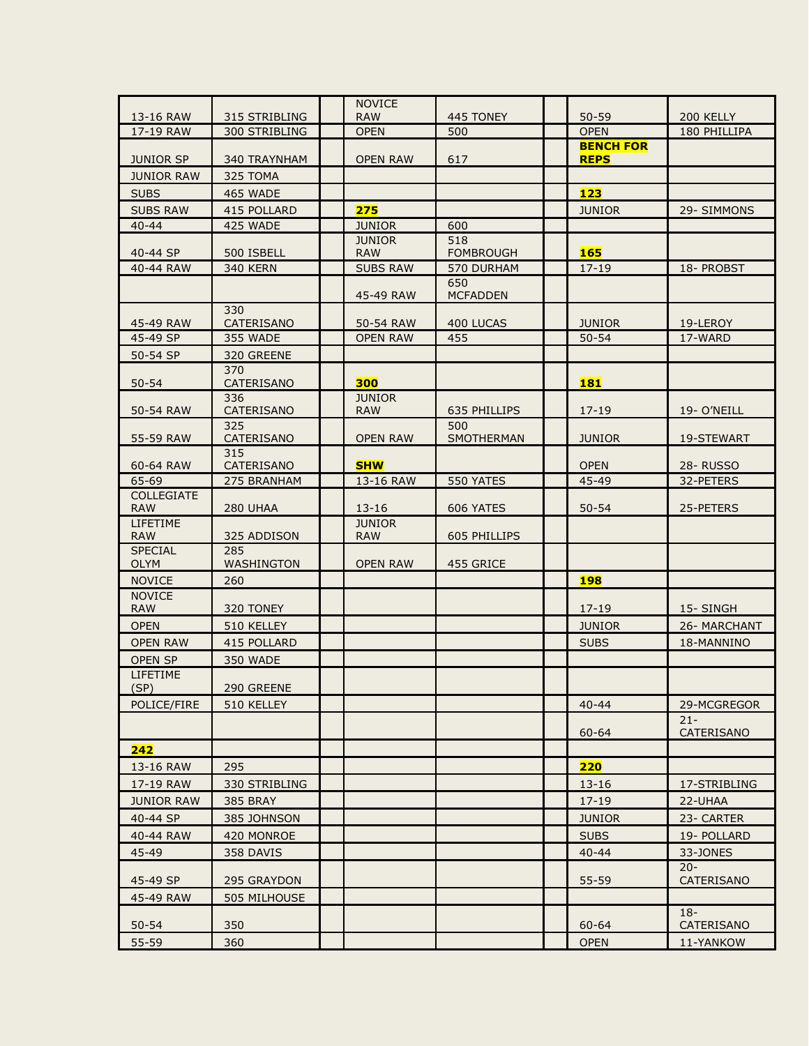| | | | | | | | |
|---|---|---|---|---|---|---|---|
| 13-16 RAW | 315 STRIBLING | | NOVICE RAW | 445 TONEY | | 50-59 | 200 KELLY |
| 17-19 RAW | 300 STRIBLING | | OPEN | 500 | | OPEN | 180 PHILLIPA |
| JUNIOR SP | 340 TRAYNHAM | | OPEN RAW | 617 | | **BENCH FOR REPS** | |
| JUNIOR RAW | 325 TOMA | | | | | | |
| SUBS | 465 WADE | | | | | **123** | |
| SUBS RAW | 415 POLLARD | | **275** | | | JUNIOR | 29- SIMMONS |
| 40-44 | 425 WADE | | JUNIOR | 600 | | | |
| 40-44 SP | 500 ISBELL | | JUNIOR RAW | 518 FOMBROUGH | | **165** | |
| 40-44 RAW | 340 KERN | | SUBS RAW | 570 DURHAM | | 17-19 | 18- PROBST |
| | | | 45-49 RAW | 650 MCFADDEN | | | |
| 45-49 RAW | 330 CATERISANO | | 50-54 RAW | 400 LUCAS | | JUNIOR | 19-LEROY |
| 45-49 SP | 355 WADE | | OPEN RAW | 455 | | 50-54 | 17-WARD |
| 50-54 SP | 320 GREENE | | | | | | |
| 50-54 | 370 CATERISANO | | **300** | | | **181** | |
| 50-54 RAW | 336 CATERISANO | | JUNIOR RAW | 635 PHILLIPS | | 17-19 | 19- O'NEILL |
| 55-59 RAW | 325 CATERISANO | | OPEN RAW | 500 SMOTHERMAN | | JUNIOR | 19-STEWART |
| 60-64 RAW | 315 CATERISANO | | **SHW** | | | OPEN | 28- RUSSO |
| 65-69 | 275 BRANHAM | | 13-16 RAW | 550 YATES | | 45-49 | 32-PETERS |
| COLLEGIATE RAW | 280 UHAA | | 13-16 | 606 YATES | | 50-54 | 25-PETERS |
| LIFETIME RAW | 325 ADDISON | | JUNIOR RAW | 605 PHILLIPS | | | |
| SPECIAL OLYM | 285 WASHINGTON | | OPEN RAW | 455 GRICE | | | |
| NOVICE | 260 | | | | | **198** | |
| NOVICE RAW | 320 TONEY | | | | | 17-19 | 15- SINGH |
| OPEN | 510 KELLEY | | | | | JUNIOR | 26- MARCHANT |
| OPEN RAW | 415 POLLARD | | | | | SUBS | 18-MANNINO |
| OPEN SP | 350 WADE | | | | | | |
| LIFETIME (SP) | 290 GREENE | | | | | | |
| POLICE/FIRE | 510 KELLEY | | | | | 40-44 | 29-MCGREGOR |
| | | | | | | 60-64 | 21- CATERISANO |
| **242** | | | | | | | |
| 13-16 RAW | 295 | | | | | **220** | |
| 17-19 RAW | 330 STRIBLING | | | | | 13-16 | 17-STRIBLING |
| JUNIOR RAW | 385 BRAY | | | | | 17-19 | 22-UHAA |
| 40-44 SP | 385 JOHNSON | | | | | JUNIOR | 23- CARTER |
| 40-44 RAW | 420 MONROE | | | | | SUBS | 19- POLLARD |
| 45-49 | 358 DAVIS | | | | | 40-44 | 33-JONES |
| 45-49 SP | 295 GRAYDON | | | | | 55-59 | 20- CATERISANO |
| 45-49 RAW | 505 MILHOUSE | | | | | | |
| 50-54 | 350 | | | | | 60-64 | 18- CATERISANO |
| 55-59 | 360 | | | | | OPEN | 11-YANKOW |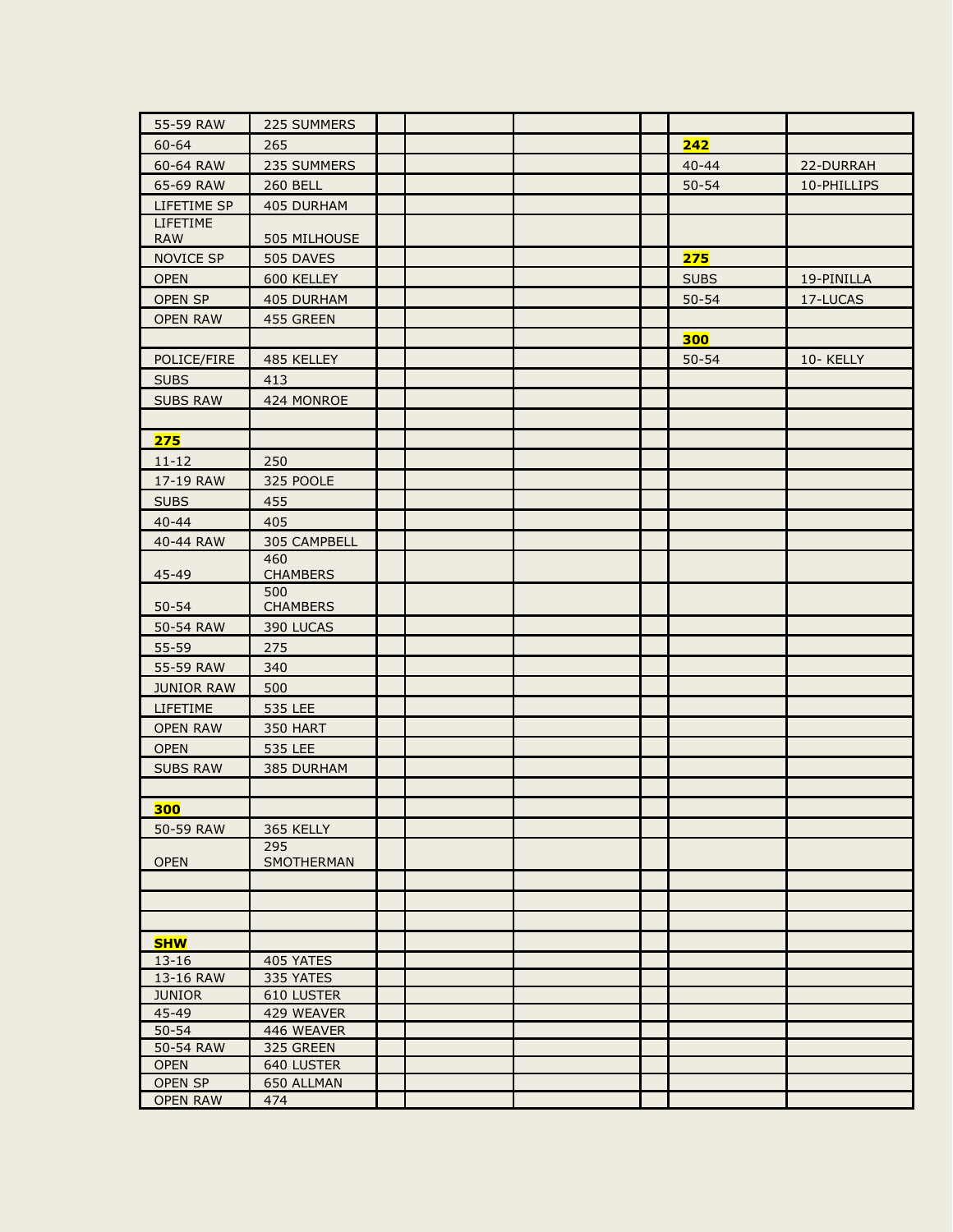| | | | | | | | |
|---|---|---|---|---|---|---|---|
| 55-59 RAW | 225 SUMMERS | | | | | | |
| 60-64 | 265 | | | | | **242** | |
| 60-64 RAW | 235 SUMMERS | | | | | 40-44 | 22-DURRAH |
| 65-69 RAW | 260 BELL | | | | | 50-54 | 10-PHILLIPS |
| LIFETIME SP | 405 DURHAM | | | | | | |
| LIFETIME RAW | 505 MILHOUSE | | | | | | |
| NOVICE SP | 505 DAVES | | | | | **275** | |
| OPEN | 600 KELLEY | | | | | SUBS | 19-PINILLA |
| OPEN SP | 405 DURHAM | | | | | 50-54 | 17-LUCAS |
| OPEN RAW | 455 GREEN | | | | | | |
| | | | | | | **300** | |
| POLICE/FIRE | 485 KELLEY | | | | | 50-54 | 10- KELLY |
| SUBS | 413 | | | | | | |
| SUBS RAW | 424 MONROE | | | | | | |
| | | | | | | | |
| **275** | | | | | | | |
| 11-12 | 250 | | | | | | |
| 17-19 RAW | 325 POOLE | | | | | | |
| SUBS | 455 | | | | | | |
| 40-44 | 405 | | | | | | |
| 40-44 RAW | 305 CAMPBELL | | | | | | |
| 45-49 | 460 CHAMBERS | | | | | | |
| 50-54 | 500 CHAMBERS | | | | | | |
| 50-54 RAW | 390 LUCAS | | | | | | |
| 55-59 | 275 | | | | | | |
| 55-59 RAW | 340 | | | | | | |
| JUNIOR RAW | 500 | | | | | | |
| LIFETIME | 535 LEE | | | | | | |
| OPEN RAW | 350 HART | | | | | | |
| OPEN | 535 LEE | | | | | | |
| SUBS RAW | 385 DURHAM | | | | | | |
| | | | | | | | |
| **300** | | | | | | | |
| 50-59 RAW | 365 KELLY | | | | | | |
| OPEN | 295 SMOTHERMAN | | | | | | |
| | | | | | | | |
| | | | | | | | |
| | | | | | | | |
| **SHW** | | | | | | | |
| 13-16 | 405 YATES | | | | | | |
| 13-16 RAW | 335 YATES | | | | | | |
| JUNIOR | 610 LUSTER | | | | | | |
| 45-49 | 429 WEAVER | | | | | | |
| 50-54 | 446 WEAVER | | | | | | |
| 50-54 RAW | 325 GREEN | | | | | | |
| OPEN | 640 LUSTER | | | | | | |
| OPEN SP | 650 ALLMAN | | | | | | |
| OPEN RAW | 474 | | | | | | |